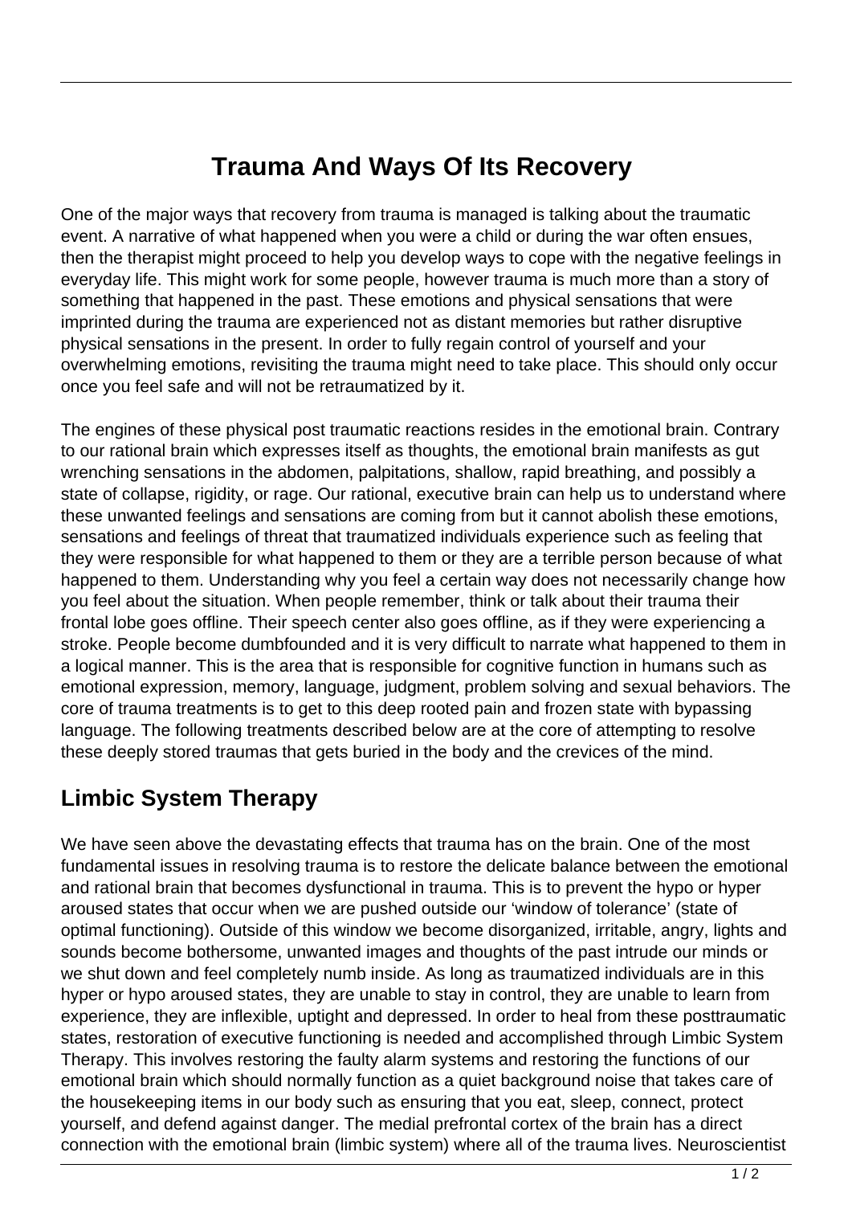# Trauma And Ways Of Its Recovery

One of the major ways that recovery from trauma is managed is talking about the traumatic event. A narrative of what happened when you were a child or during the war often ensues, then the therapist might proceed to help you develop ways to cope with the negative feelings in everyday life. This might work for some people, however trauma is much more than a story of something that happened in the past. These emotions and physical sensations that were imprinted during the trauma are experienced not as distant memories but rather disruptive physical sensations in the present. In order to fully regain control of yourself and your overwhelming emotions, revisiting the trauma might need to take place. This should only occur once you feel safe and will not be retraumatized by it.

The engines of these physical post traumatic reactions resides in the emotional brain. Contrary to our rational brain which expresses itself as thoughts, the emotional brain manifests as gut wrenching sensations in the abdomen, palpitations, shallow, rapid breathing, and possibly a state of collapse, rigidity, or rage. Our rational, executive brain can help us to understand where these unwanted feelings and sensations are coming from but it cannot abolish these emotions, sensations and feelings of threat that traumatized individuals experience such as feeling that they were responsible for what happened to them or they are a terrible person because of what happened to them. Understanding why you feel a certain way does not necessarily change how you feel about the situation. When people remember, think or talk about their trauma their frontal lobe goes offline. Their speech center also goes offline, as if they were experiencing a stroke. People become dumbfounded and it is very difficult to narrate what happened to them in a logical manner. This is the area that is responsible for cognitive function in humans such as emotional expression, memory, language, judgment, problem solving and sexual behaviors. The core of trauma treatments is to get to this deep rooted pain and frozen state with bypassing language. The following treatments described below are at the core of attempting to resolve these deeply stored traumas that gets buried in the body and the crevices of the mind.

## Limbic System Therapy

We have seen above the devastating effects that trauma has on the brain. One of the most fundamental issues in resolving trauma is to restore the delicate balance between the emotional and rational brain that becomes dysfunctional in trauma. This is to prevent the hypo or hyper aroused states that occur when we are pushed outside our 'window of tolerance' (state of optimal functioning). Outside of this window we become disorganized, irritable, angry, lights and sounds become bothersome, unwanted images and thoughts of the past intrude our minds or we shut down and feel completely numb inside. As long as traumatized individuals are in this hyper or hypo aroused states, they are unable to stay in control, they are unable to learn from experience, they are inflexible, uptight and depressed. In order to heal from these posttraumatic states, restoration of executive functioning is needed and accomplished through Limbic System Therapy. This involves restoring the faulty alarm systems and restoring the functions of our emotional brain which should normally function as a quiet background noise that takes care of the housekeeping items in our body such as ensuring that you eat, sleep, connect, protect yourself, and defend against danger. The medial prefrontal cortex of the brain has a direct connection with the emotional brain (limbic system) where all of the trauma lives. Neuroscientist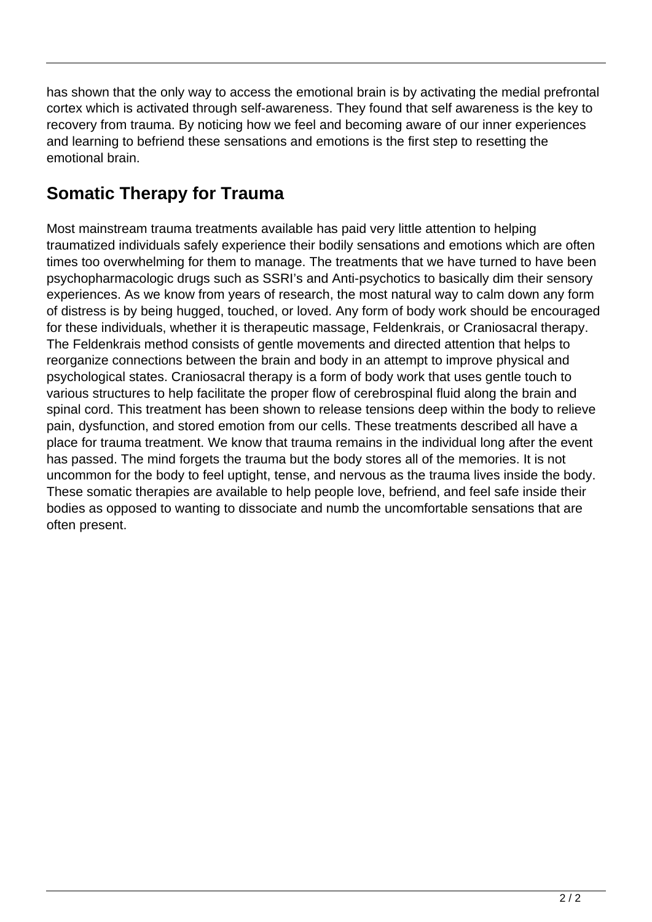has shown that the only way to access the emotional brain is by activating the medial prefrontal cortex which is activated through self-awareness. They found that self awareness is the key to recovery from trauma. By noticing how we feel and becoming aware of our inner experiences and learning to befriend these sensations and emotions is the first step to resetting the emotional brain.

## Somatic Therapy for Trauma

Most mainstream trauma treatments available has paid very little attention to helping traumatized individuals safely experience their bodily sensations and emotions which are often times too overwhelming for them to manage. The treatments that we have turned to have been psychopharmacologic drugs such as SSRI's and Anti-psychotics to basically dim their sensory experiences. As we know from years of research, the most natural way to calm down any form of distress is by being hugged, touched, or loved. Any form of body work should be encouraged for these individuals, whether it is therapeutic massage, Feldenkrais, or Craniosacral therapy. The Feldenkrais method consists of gentle movements and directed attention that helps to reorganize connections between the brain and body in an attempt to improve physical and psychological states. Craniosacral therapy is a form of body work that uses gentle touch to various structures to help facilitate the proper flow of cerebrospinal fluid along the brain and spinal cord. This treatment has been shown to release tensions deep within the body to relieve pain, dysfunction, and stored emotion from our cells. These treatments described all have a place for trauma treatment. We know that trauma remains in the individual long after the event has passed. The mind forgets the trauma but the body stores all of the memories. It is not uncommon for the body to feel uptight, tense, and nervous as the trauma lives inside the body. These somatic therapies are available to help people love, befriend, and feel safe inside their bodies as opposed to wanting to dissociate and numb the uncomfortable sensations that are often present.